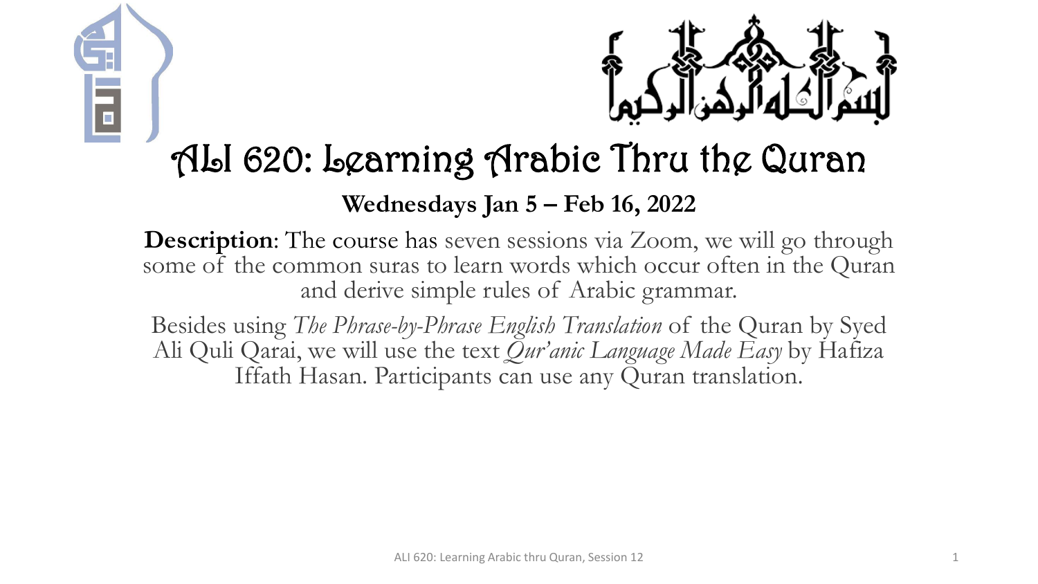# ALI 620: Learning Arabic Thru the Quran

**Wednesdays Jan 5 – Feb 16, 2022**

**Description**: The course has seven sessions via Zoom, we will go through some of the common suras to learn words which occur often in the Quran and derive simple rules of Arabic grammar.

Besides using *The Phrase-by-Phrase English Translation* of the Quran by Syed Ali Quli Qarai, we will use the text *Qur'anic Language Made Easy* by Hafiza Iffath Hasan. Participants can use any Quran translation.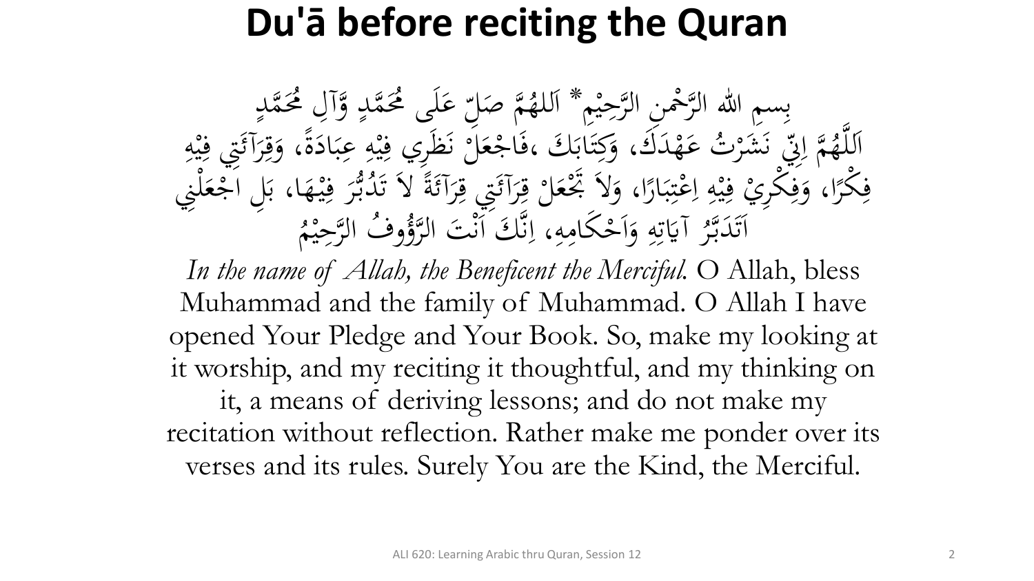# Du'ā before reciting the Quran

بِسمِ الله الرَّحْمنِ الرَّحِيْمِ* اَللهُمَّ صَلِّ عَلَى مُحَمَّدٍ وَّآلِ مُحَمَّدٍ
اَللَّهُمَّ اِنِّي نَشَرْتُ عَهْدَكَ، وَكِتَابَكَ ،فَاجْعَلْ نَظَرِي فِيْهِ عِبَادَةً، وَقِرَآئَتِي فِيْهِ
فِكْرًا، وَفِكْرِيْ فِيْهِ اِعْتِبَارًا، وَلاَ تَجْعَلْ قِرَآئَتِي قِرَآئَةً لاَ تَدُبُّرَ فِيْهَا، بَلِ اجْعَلْنِي
اَتَدَبَّرُ آيَاتِهِ وَاَحْكَامِهِ، اِنَّكَ اَنْتَ الرَّؤُوفُ الرَّحِيْمُ

*In the name of Allah, the Beneficent the Merciful.* O Allah, bless Muhammad and the family of Muhammad. O Allah I have opened Your Pledge and Your Book. So, make my looking at it worship, and my reciting it thoughtful, and my thinking on it, a means of deriving lessons; and do not make my recitation without reflection. Rather make me ponder over its verses and its rules. Surely You are the Kind, the Merciful.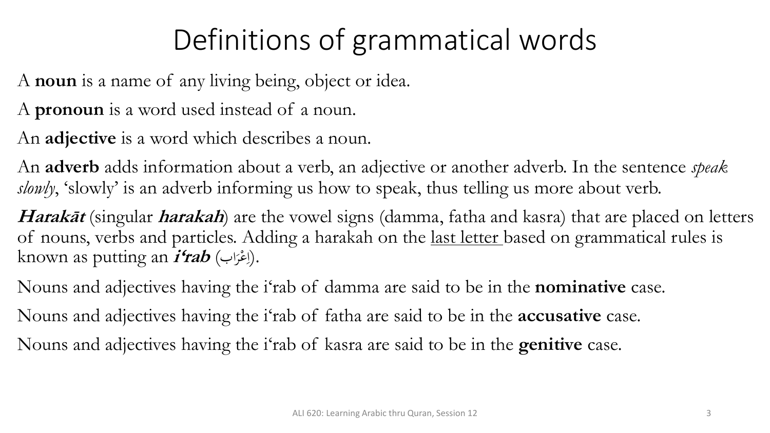# Definitions of grammatical words

A **noun** is a name of any living being, object or idea.

A **pronoun** is a word used instead of a noun.

An **adjective** is a word which describes a noun.

An **adverb** adds information about a verb, an adjective or another adverb. In the sentence *speak slowly*, 'slowly' is an adverb informing us how to speak, thus telling us more about verb.

***Harakāt*** (singular ***harakah***) are the vowel signs (damma, fatha and kasra) that are placed on letters of nouns, verbs and particles. Adding a harakah on the <u>last letter</u> based on grammatical rules is known as putting an ***i'rab*** (اِعْرَاب).

Nouns and adjectives having the i'rab of damma are said to be in the **nominative** case.

Nouns and adjectives having the i'rab of fatha are said to be in the **accusative** case.

Nouns and adjectives having the i'rab of kasra are said to be in the **genitive** case.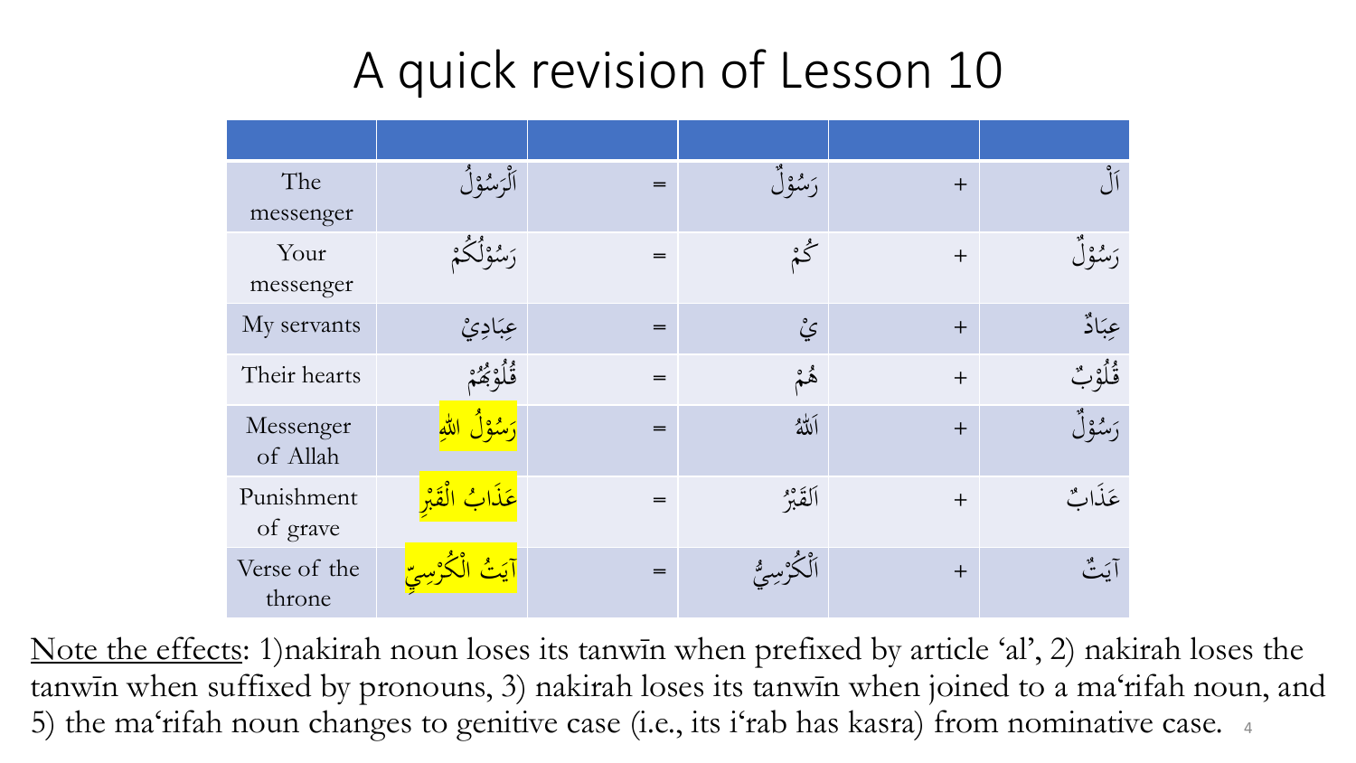# A quick revision of Lesson 10

| | | | | | |
|---|---|---|---|---|---|
| The messenger | اَلْرَسُوْلُ | = | رَسُوْلٌ | + | اَلْ |
| Your messenger | رَسُوْلُكُمْ | = | كُمْ | + | رَسُوْلٌ |
| My servants | عِبَادِيْ | = | يْ | + | عِبَادٌ |
| Their hearts | قُلُوْبُهُمْ | = | هُمْ | + | قُلُوْبٌ |
| Messenger of Allah | رَسُوْلُ اللهِ | = | اَللهُ | + | رَسُوْلٌ |
| Punishment of grave | عَذَابُ الْقَبْرِ | = | اَلقَبْرُ | + | عَذَابٌ |
| Verse of the throne | آيَتُ الْكُرْسِيِّ | = | اَلْكُرْسِيُّ | + | آيَتٌ |

Note the effects: 1)nakirah noun loses its tanwīn when prefixed by article 'al', 2) nakirah loses the tanwīn when suffixed by pronouns, 3) nakirah loses its tanwīn when joined to a ma'rifah noun, and 5) the ma'rifah noun changes to genitive case (i.e., its i'rab has kasra) from nominative case.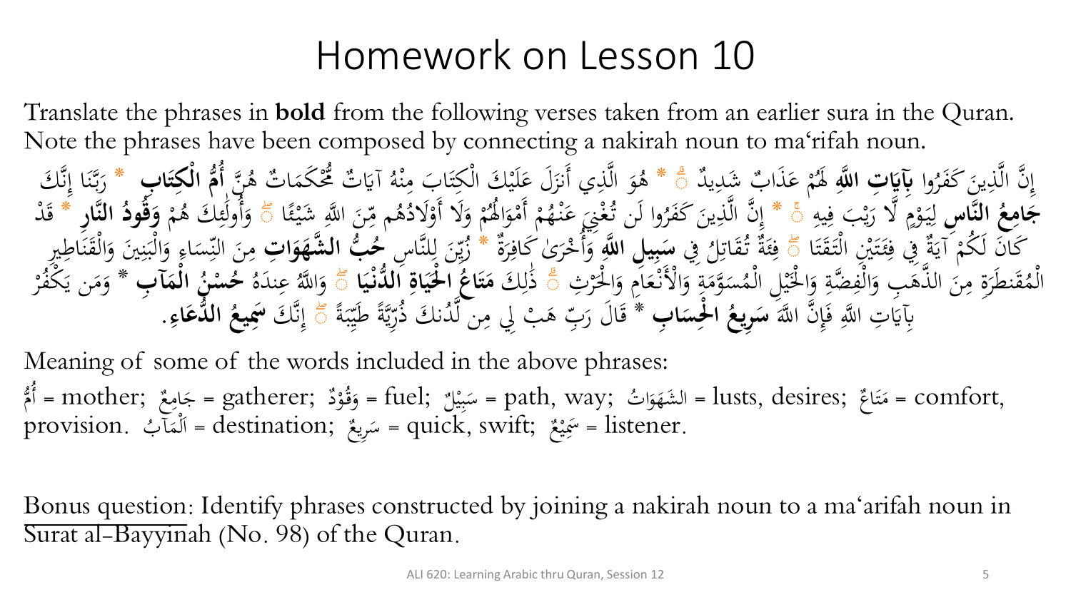# Homework on Lesson 10

Translate the phrases in **bold** from the following verses taken from an earlier sura in the Quran. Note the phrases have been composed by connecting a nakirah noun to ma'rifah noun.

إِنَّ الَّذِينَ كَفَرُوا **بِآيَاتِ اللَّهِ** لَهُمْ عَذَابٌ شَدِيدٌ ۗ * هُوَ الَّذِي أَنزَلَ عَلَيْكَ الْكِتَابَ مِنْهُ آيَاتٌ مُّحْكَمَاتٌ هُنَّ **أُمُّ الْكِتَابِ** * رَبَّنَا إِنَّكَ **جَامِعُ النَّاسِ** لِيَوْمٍ لَّا رَيْبَ فِيهِ ۚ * إِنَّ الَّذِينَ كَفَرُوا لَن تُغْنِيَ عَنْهُمْ أَمْوَالُهُمْ وَلَا أَوْلَادُهُم مِّنَ اللَّهِ شَيْئًا ۖ وَأُولَٰئِكَ هُمْ **وَقُودُ النَّارِ** * قَدْ كَانَ لَكُمْ آيَةٌ فِي فِئَتَيْنِ الْتَقَتَا ۖ فِئَةٌ تُقَاتِلُ فِي **سَبِيلِ اللَّهِ** وَأُخْرَىٰ كَافِرَةٌ * زُيِّنَ لِلنَّاسِ **حُبُّ الشَّهَوَاتِ** مِنَ النِّسَاءِ وَالْبَنِينَ وَالْقَنَاطِيرِ الْمُقَنطَرَةِ مِنَ الذَّهَبِ وَالْفِضَّةِ وَالْخَيْلِ الْمُسَوَّمَةِ وَالْأَنْعَامِ وَالْحَرْثِ ۗ ذَٰلِكَ **مَتَاعُ الْحَيَاةِ الدُّنْيَا** ۖ وَاللَّهُ عِندَهُ **حُسْنُ الْمَآبِ** * وَمَن يَكْفُرْ بِآيَاتِ اللَّهِ فَإِنَّ اللَّهَ **سَرِيعُ الْحِسَابِ** * قَالَ رَبِّ هَبْ لِي مِن لَّدُنكَ ذُرِّيَّةً طَيِّبَةً ۖ إِنَّكَ **سَمِيعُ الدُّعَاءِ**.

Meaning of some of the words included in the above phrases:

أُمٌّ = mother; جَامِعٌ = gatherer; وَقُوْدٌ = fuel; سَبِيْلٌ = path, way; الشَهَوَاتُ = lusts, desires; مَتَاعٌ = comfort, provision. اَلْمَآبُ = destination; سَرِيعٌ = quick, swift; سَمِيْعٌ = listener.

Bonus question: Identify phrases constructed by joining a nakirah noun to a ma'arifah noun in Surat al-Bayyinah (No. 98) of the Quran.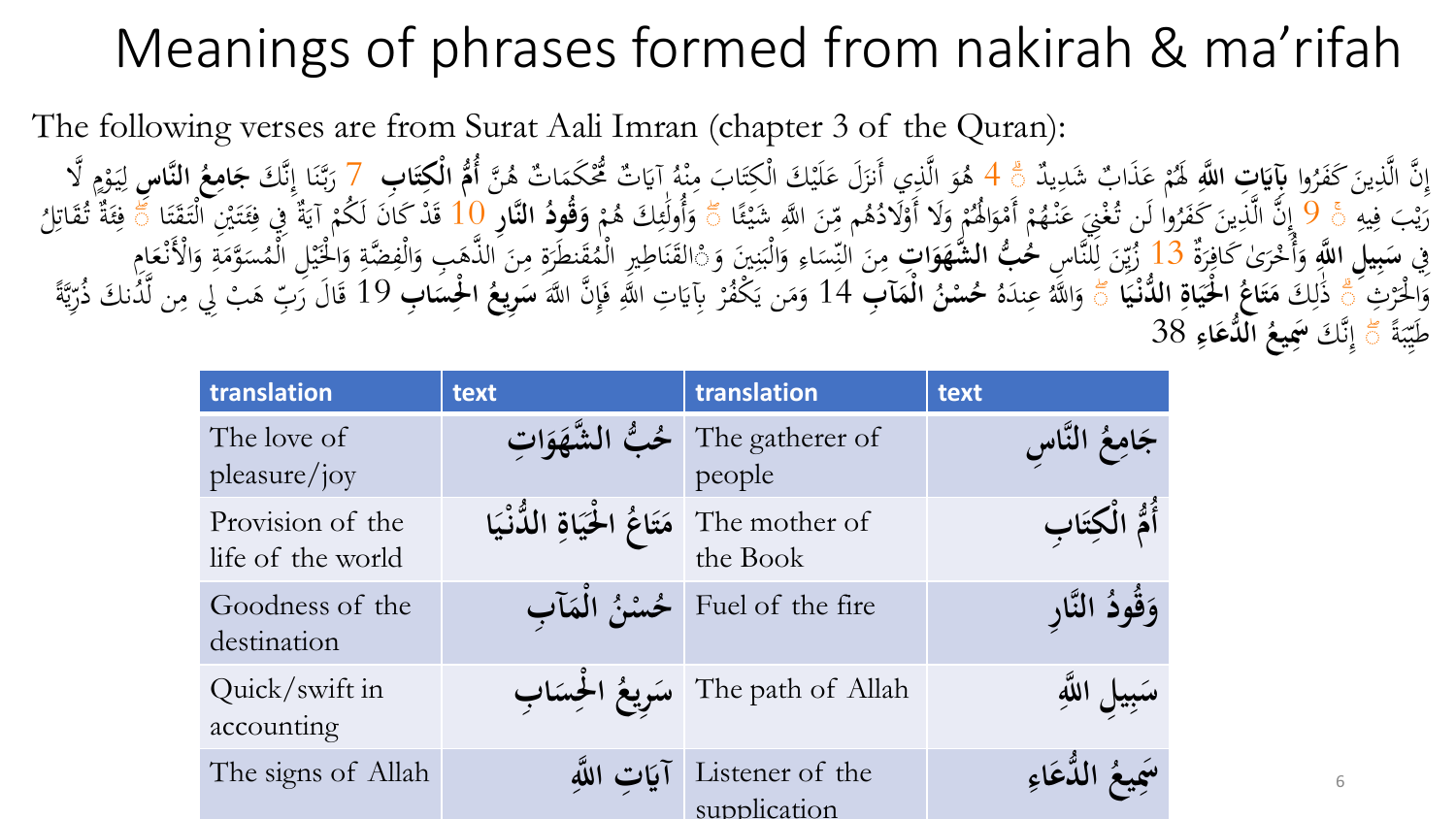# Meanings of phrases formed from nakirah & ma'rifah

The following verses are from Surat Aali Imran (chapter 3 of the Quran):

إِنَّ الَّذِينَ كَفَرُوا **بِآيَاتِ اللَّهِ** لَهُمْ عَذَابٌ شَدِيدٌ ۗ 4 هُوَ الَّذِي أَنزَلَ عَلَيْكَ الْكِتَابَ مِنْهُ آيَاتٌ مُّحْكَمَاتٌ هُنَّ **أُمُّ الْكِتَابِ** 7 رَبَّنَا إِنَّكَ **جَامِعُ النَّاسِ** لِيَوْمٍ لَّا رَيْبَ فِيهِ ۚ 9 إِنَّ الَّذِينَ كَفَرُوا لَن تُغْنِيَ عَنْهُمْ أَمْوَالُهُمْ وَلَا أَوْلَادُهُم مِّنَ اللَّهِ شَيْئًا ۖ وَأُولَٰئِكَ هُمْ **وَقُودُ النَّارِ** 10 قَدْ كَانَ لَكُمْ آيَةٌ فِي فِئَتَيْنِ الْتَقَتَا ۖ فِئَةٌ تُقَاتِلُ فِي **سَبِيلِ اللَّهِ** وَأُخْرَىٰ كَافِرَةٌ 13 زُيِّنَ لِلنَّاسِ **حُبُّ الشَّهَوَاتِ** مِنَ النِّسَاءِ وَالْبَنِينَ وَالْقَنَاطِيرِ الْمُقَنطَرَةِ مِنَ الذَّهَبِ وَالْفِضَّةِ وَالْخَيْلِ الْمُسَوَّمَةِ وَالْأَنْعَامِ وَالْحَرْثِ ۗ ذَٰلِكَ **مَتَاعُ الْحَيَاةِ الدُّنْيَا** ۖ وَاللَّهُ عِندَهُ **حُسْنُ الْمَآبِ** 14 وَمَن يَكْفُرْ بِآيَاتِ اللَّهِ فَإِنَّ اللَّهَ **سَرِيعُ الْحِسَابِ** 19 قَالَ رَبِّ هَبْ لِي مِن لَّدُنكَ ذُرِّيَّةً طَيِّبَةً ۖ إِنَّكَ **سَمِيعُ الدُّعَاءِ** 38

| translation | text | translation | text |
|---|---|---|---|
| The love of pleasure/joy | حُبُّ الشَّهَوَاتِ | The gatherer of people | جَامِعُ النَّاسِ |
| Provision of the life of the world | مَتَاعُ الْحَيَاةِ الدُّنْيَا | The mother of the Book | أُمُّ الْكِتَابِ |
| Goodness of the destination | حُسْنُ الْمَآبِ | Fuel of the fire | وَقُودُ النَّارِ |
| Quick/swift in accounting | سَرِيعُ الْحِسَابِ | The path of Allah | سَبِيلِ اللَّهِ |
| The signs of Allah | آيَاتِ اللَّهِ | Listener of the supplication | سَمِيعُ الدُّعَاءِ |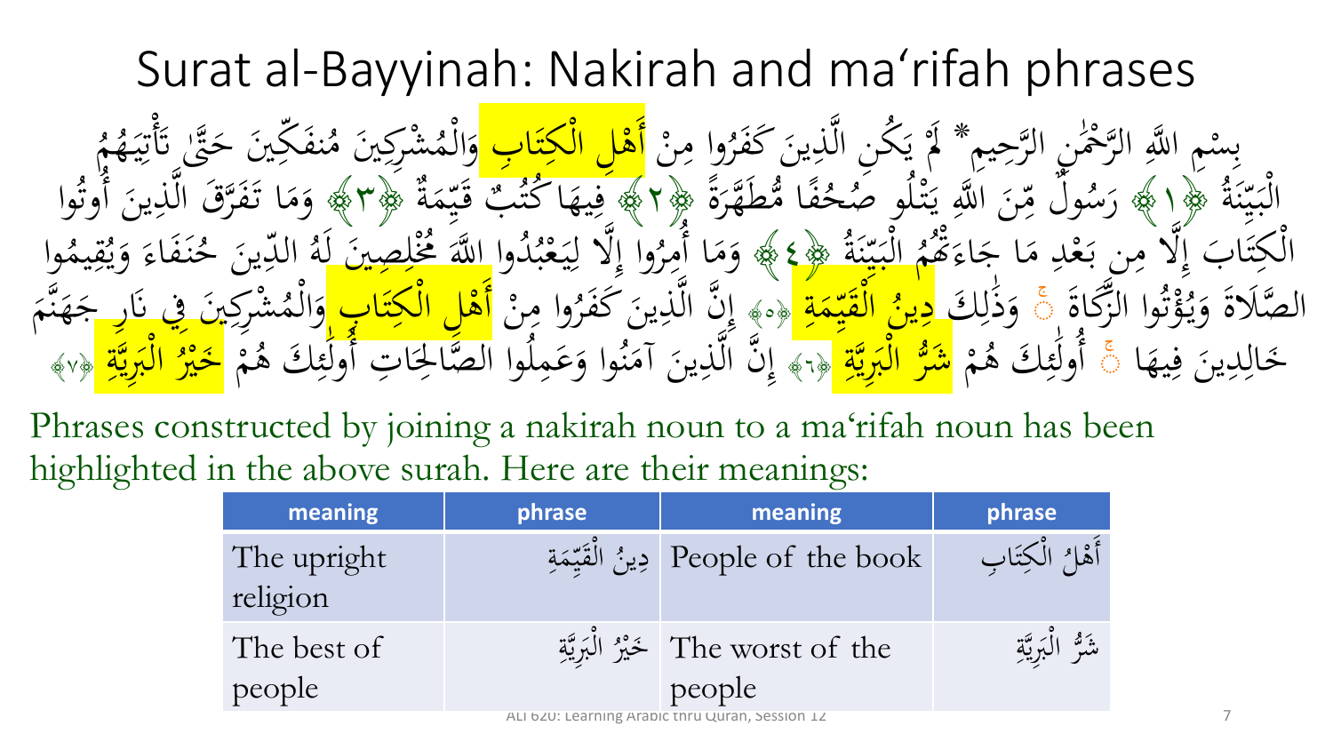# Surat al-Bayyinah: Nakirah and ma'rifah phrases

بِسْمِ اللَّهِ الرَّحْمَٰنِ الرَّحِيمِ* لَمْ يَكُنِ الَّذِينَ كَفَرُوا مِنْ أَهْلِ الْكِتَابِ وَالْمُشْرِكِينَ مُنفَكِّينَ حَتَّىٰ تَأْتِيَهُمُ الْبَيِّنَةُ ﴿١﴾ رَسُولٌ مِّنَ اللَّهِ يَتْلُو صُحُفًا مُّطَهَّرَةً ﴿٢﴾ فِيهَا كُتُبٌ قَيِّمَةٌ ﴿٣﴾ وَمَا تَفَرَّقَ الَّذِينَ أُوتُوا الْكِتَابَ إِلَّا مِن بَعْدِ مَا جَاءَتْهُمُ الْبَيِّنَةُ ﴿٤﴾ وَمَا أُمِرُوا إِلَّا لِيَعْبُدُوا اللَّهَ مُخْلِصِينَ لَهُ الدِّينَ حُنَفَاءَ وَيُقِيمُوا الصَّلَاةَ وَيُؤْتُوا الزَّكَاةَ ۚ وَذَٰلِكَ دِينُ الْقَيِّمَةِ ﴿٥﴾ إِنَّ الَّذِينَ كَفَرُوا مِنْ أَهْلِ الْكِتَابِ وَالْمُشْرِكِينَ فِي نَارِ جَهَنَّمَ خَالِدِينَ فِيهَا ۚ أُولَٰئِكَ هُمْ شَرُّ الْبَرِيَّةِ ﴿٦﴾ إِنَّ الَّذِينَ آمَنُوا وَعَمِلُوا الصَّالِحَاتِ أُولَٰئِكَ هُمْ خَيْرُ الْبَرِيَّةِ ﴿٧﴾

Phrases constructed by joining a nakirah noun to a ma'rifah noun has been highlighted in the above surah. Here are their meanings:

| meaning | phrase | meaning | phrase |
|---|---|---|---|
| The upright religion | دِينُ الْقَيِّمَةِ | People of the book | أَهْلُ الْكِتَابِ |
| The best of people | خَيْرُ الْبَرِيَّةِ | The worst of the people | شَرُّ الْبَرِيَّةِ |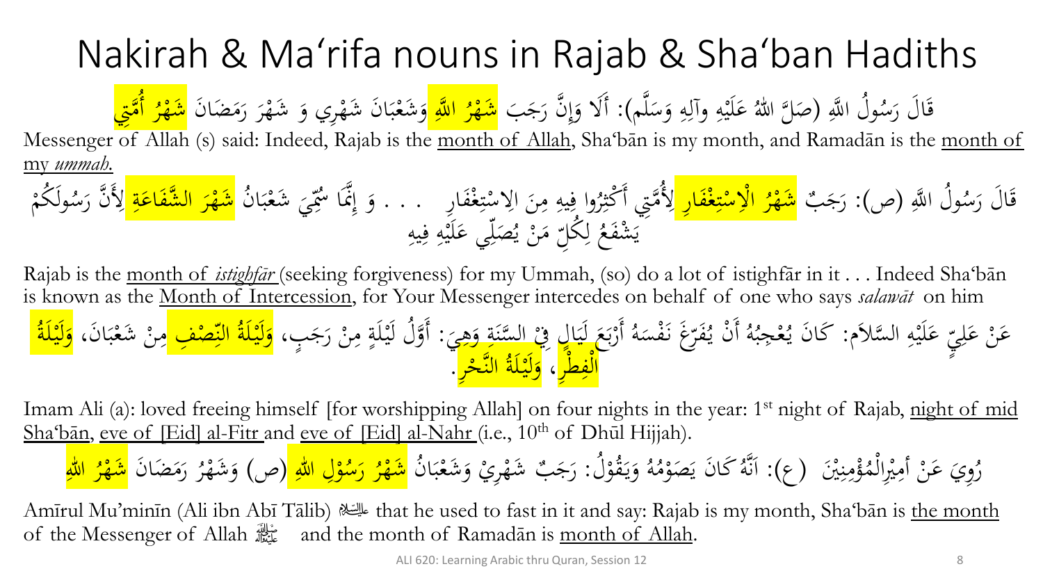# Nakirah & Ma'rifa nouns in Rajab & Sha'ban Hadiths

قَالَ رَسُولُ اللَّهِ (صَلَّ اللهُ عَلَيْهِ وآلِهِ وَسَلَّم): أَلَا وَإِنَّ رَجَبَ **شَهْرُ اللَّهِ** وَشَعْبَانَ شَهْرِي وَ شَهْرَ رَمَضَانَ **شَهْرُ أُمَّتِي**

Messenger of Allah (s) said: Indeed, Rajab is the month of Allah, Sha'bān is my month, and Ramadān is the month of my *ummah*.

قَالَ رَسُولُ اللَّهِ (ص): رَجَبٌ **شَهْرُ الْإِسْتِغْفَارِ** لِأُمَّتِي أَكْثِرُوا فِيهِ مِنَ الاِسْتِغْفَارِ . . . وَ إِنَّمَا سُمِّيَ شَعْبَانُ **شَهْرَ الشَّفَاعَةِ** لِأَنَّ رَسُولَكُمْ يَشْفَعُ لِكُلِّ مَنْ يُصَلِّي عَلَيْهِ فِيهِ

Rajab is the month of *istighfār* (seeking forgiveness) for my Ummah, (so) do a lot of istighfār in it . . . Indeed Sha'bān is known as the Month of Intercession, for Your Messenger intercedes on behalf of one who says *salawāt* on him

عَنْ عَلِيٍّ عَلَيْهِ السَّلاَمِ: كَانَ يُعْجِبُهُ أَنْ يُفَرِّغَ نَفْسَهُ أَرْبَعَ لَيَالٍ فِيْ السَّنَةِ وَهِيَ: أَوَّلُ لَيْلَةٍ مِنْ رَجَبٍ، **وَلَيْلَةُ النِّصْفِ** مِنْ شَعْبَانَ، **وَلَيْلَةُ الْفِطْرِ**، **وَلَيْلَةُ النَّحْرِ**.

Imam Ali (a): loved freeing himself [for worshipping Allah] on four nights in the year: 1st night of Rajab, night of mid Sha'bān, eve of [Eid] al-Fitr and eve of [Eid] al-Nahr (i.e., 10th of Dhūl Hijjah).

رُوِيَ عَنْ أَمِيْرِالْمُؤْمِنِيْنَ (ع): اَنَّهُ كَانَ يَصَوْمُهُ وَيَقُوْلُ: رَجَبٌ شَهْرِيْ وَشَعْبَانُ **شَهْرُ رَسُوْلِ اللهِ** (ص) وَشَهْرُ رَمَضَانَ **شَهْرُ اللهِ**

Amīrul Mu'minīn (Ali ibn Abī Tālib) ﷷ that he used to fast in it and say: Rajab is my month, Sha'bān is the month of the Messenger of Allah ﷺ and the month of Ramadān is month of Allah.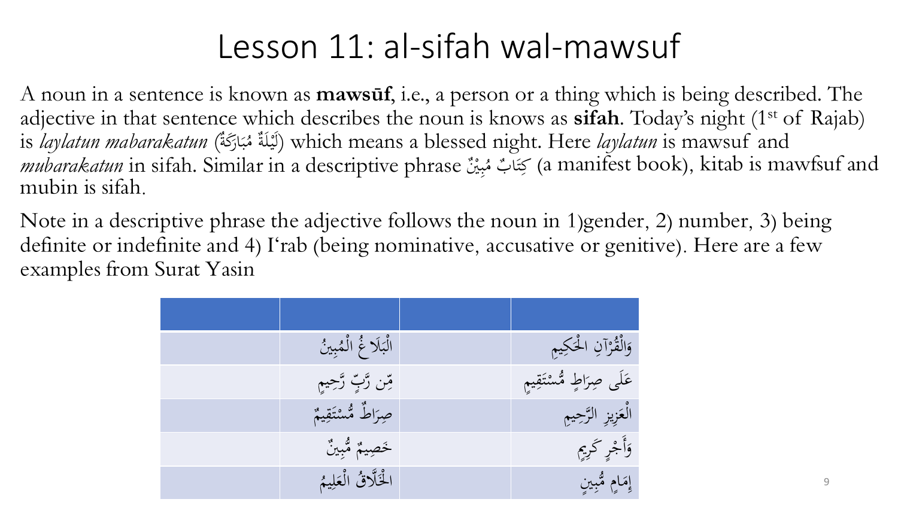# Lesson 11: al-sifah wal-mawsuf

A noun in a sentence is known as **mawsūf**, i.e., a person or a thing which is being described. The adjective in that sentence which describes the noun is knows as **sifah**. Today's night (1st of Rajab) is *laylatun mabarakatun* (لَيْلَةٌ مُبَارَكَةٌ) which means a blessed night. Here *laylatun* is mawsuf and *mubarakatun* in sifah. Similar in a descriptive phrase كِتَابٌ مُبِيْنٌ (a manifest book), kitab is mawfsuf and mubin is sifah.

Note in a descriptive phrase the adjective follows the noun in 1)gender, 2) number, 3) being definite or indefinite and 4) I'rab (being nominative, accusative or genitive). Here are a few examples from Surat Yasin

| | | | |
|---|---|---|---|
| | الْبَلَاغُ الْمُبِينُ | | وَالْقُرْآنِ الْحَكِيمِ |
| | مِّن رَّبٍّ رَّحِيمٍ | | عَلَى صِرَاطٍ مُّسْتَقِيمٍ |
| | صِرَاطٌ مُّسْتَقِيمٌ | | الْعَزِيزِ الرَّحِيمِ |
| | خَصِيمٌ مُّبِينٌ | | وَأَجْرٍ كَرِيمٍ |
| | الْخَلَّاقُ الْعَلِيمُ | | إِمَامٍ مُّبِينٍ |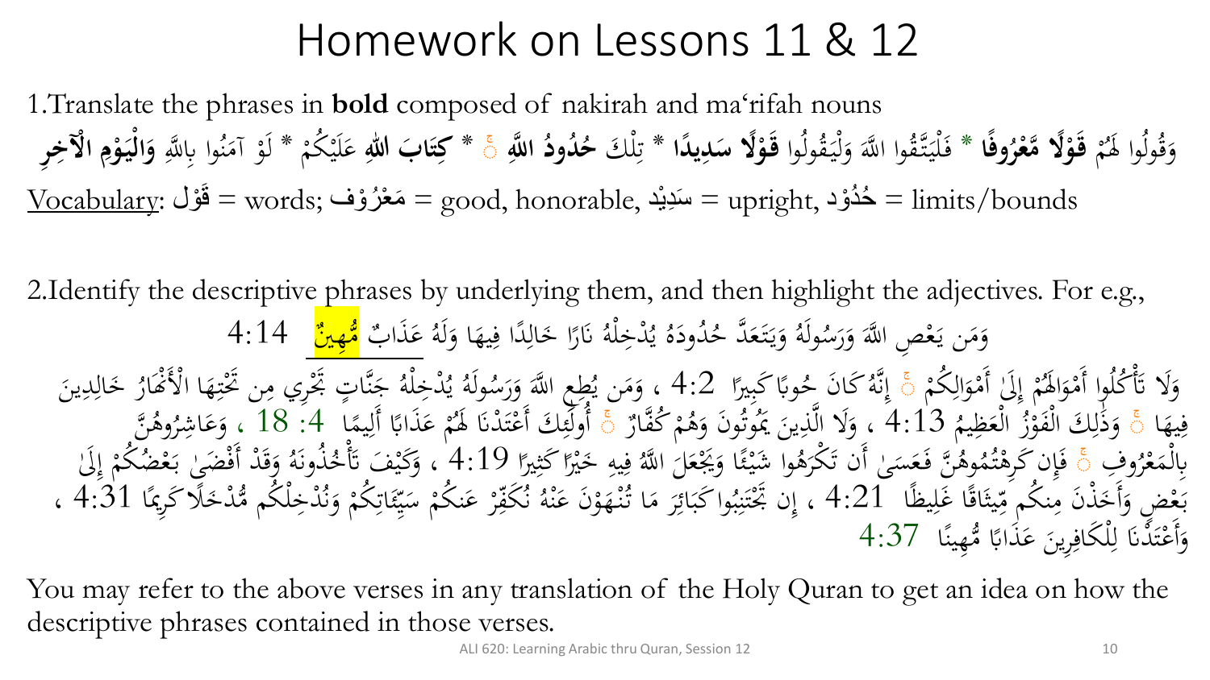# Homework on Lessons 11 & 12

1.Translate the phrases in **bold** composed of nakirah and ma'rifah nouns

وَقُولُوا لَهُمْ **قَوْلًا مَّعْرُوفًا** * فَلْيَتَّقُوا اللَّهَ وَلْيَقُولُوا **قَوْلًا سَدِيدًا** * تِلْكَ **حُدُودُ اللَّهِ** ۚ * **كِتَابَ اللهِ** عَلَيْكُمْ * لَوْ آمَنُوا بِاللَّهِ **وَالْيَوْمِ الْآخِرِ**

Vocabulary: قَوْل = words; مَعْرُوْف = good, honorable, سَدِيْد = upright, حُدُوْد = limits/bounds

2.Identify the descriptive phrases by underlying them, and then highlight the adjectives. For e.g.,

وَمَن يَعْصِ اللَّهَ وَرَسُولَهُ وَيَتَعَدَّ حُدُودَهُ يُدْخِلْهُ نَارًا خَالِدًا فِيهَا وَلَهُ عَذَابٌ مُّهِينٌ 4:14

وَلَا تَأْكُلُوا أَمْوَالَهُمْ إِلَىٰ أَمْوَالِكُمْ ۚ إِنَّهُ كَانَ حُوبًا كَبِيرًا 4:2 ، وَمَن يُطِعِ اللَّهَ وَرَسُولَهُ يُدْخِلْهُ جَنَّاتٍ تَجْرِي مِن تَحْتِهَا الْأَنْهَارُ خَالِدِينَ فِيهَا ۚ وَذَٰلِكَ الْفَوْزُ الْعَظِيمُ 4:13 ، وَلَا الَّذِينَ يَمُوتُونَ وَهُمْ كُفَّارٌ ۚ أُولَٰئِكَ أَعْتَدْنَا لَهُمْ عَذَابًا أَلِيمًا 4: 18 ، وَعَاشِرُوهُنَّ بِالْمَعْرُوفِ ۚ فَإِن كَرِهْتُمُوهُنَّ فَعَسَىٰ أَن تَكْرَهُوا شَيْئًا وَيَجْعَلَ اللَّهُ فِيهِ خَيْرًا كَثِيرًا 4:19 ، وَكَيْفَ تَأْخُذُونَهُ وَقَدْ أَفْضَىٰ بَعْضُكُمْ إِلَىٰ بَعْضٍ وَأَخَذْنَ مِنكُم مِّيثَاقًا غَلِيظًا 4:21 ، إِن تَجْتَنِبُوا كَبَائِرَ مَا تُنْهَوْنَ عَنْهُ نُكَفِّرْ عَنكُمْ سَيِّئَاتِكُمْ وَنُدْخِلْكُم مُّدْخَلًا كَرِيمًا 4:31 ، وَأَعْتَدْنَا لِلْكَافِرِينَ عَذَابًا مُّهِينًا 4:37

You may refer to the above verses in any translation of the Holy Quran to get an idea on how the descriptive phrases contained in those verses.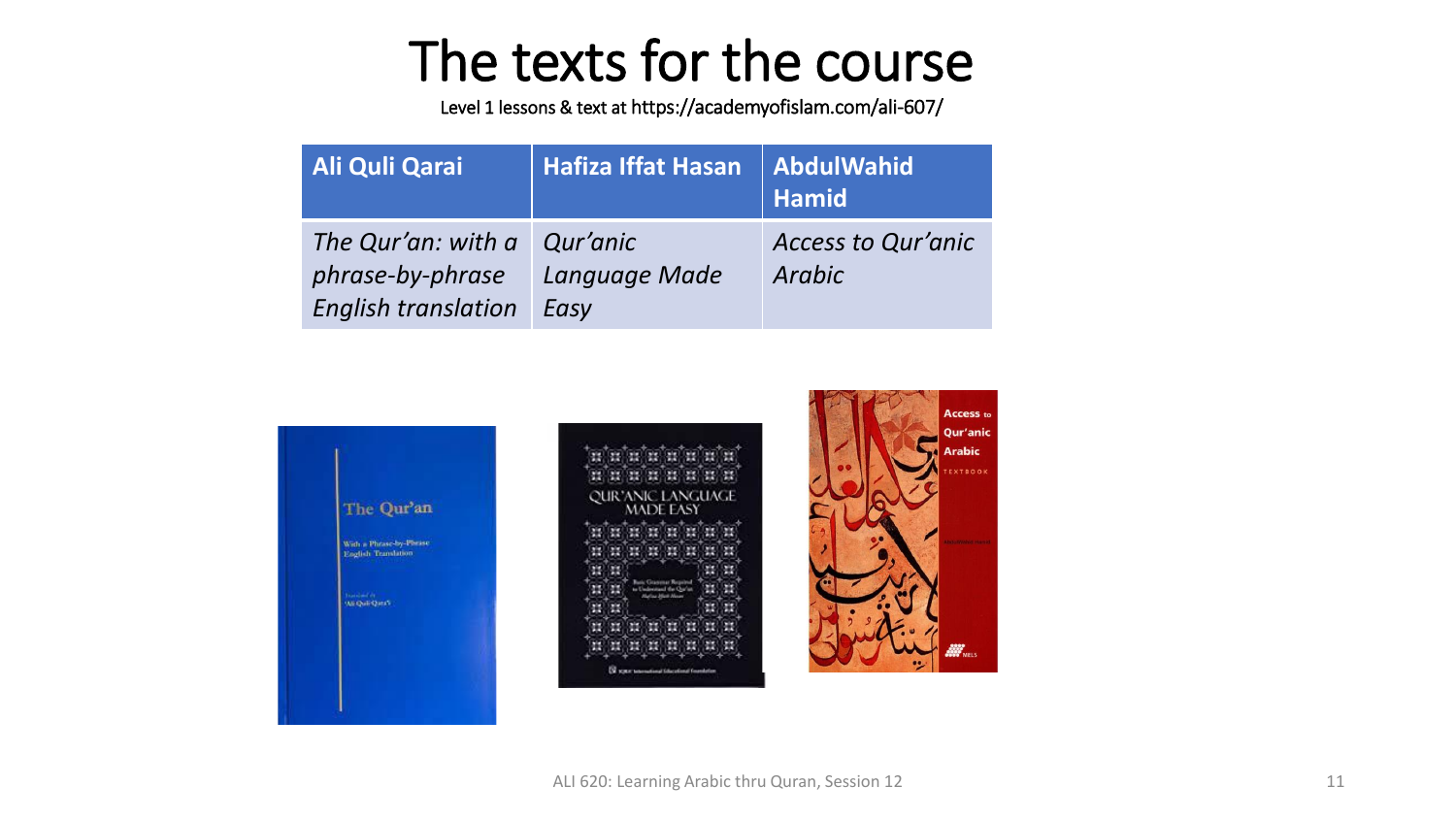# The texts for the course

Level 1 lessons & text at https://academyofislam.com/ali-607/

| Ali Quli Qarai | Hafiza Iffat Hasan | AbdulWahid Hamid |
|---|---|---|
| *The Qur'an: with a phrase-by-phrase English translation* | *Qur'anic Language Made Easy* | *Access to Qur'anic Arabic* |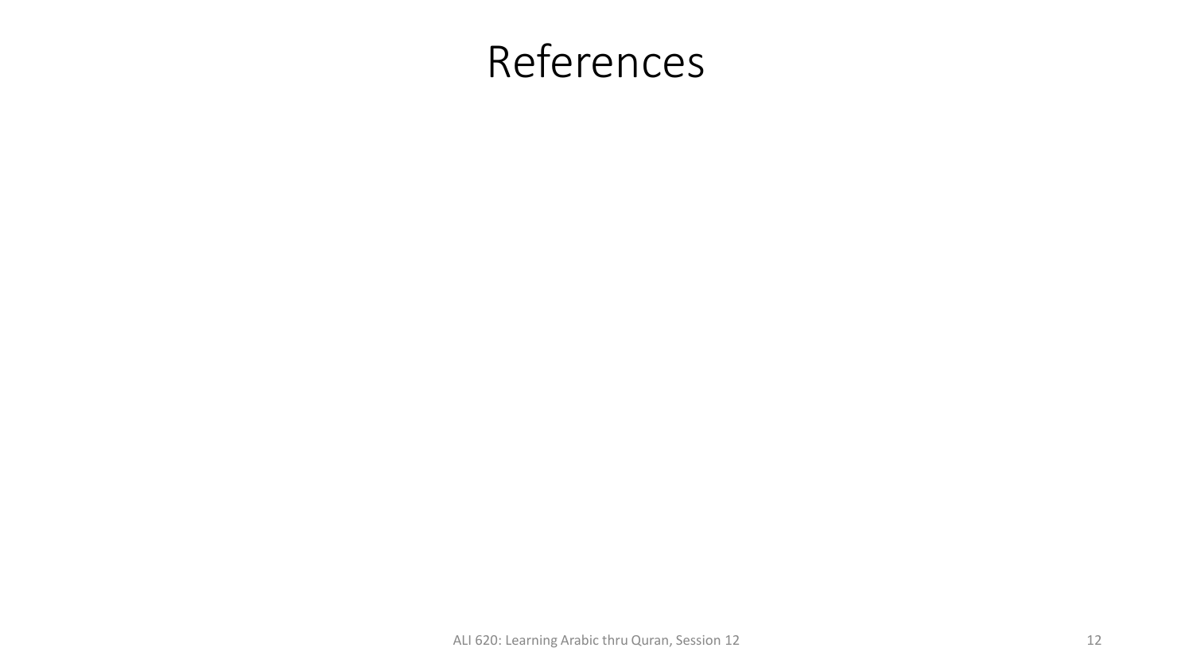# References